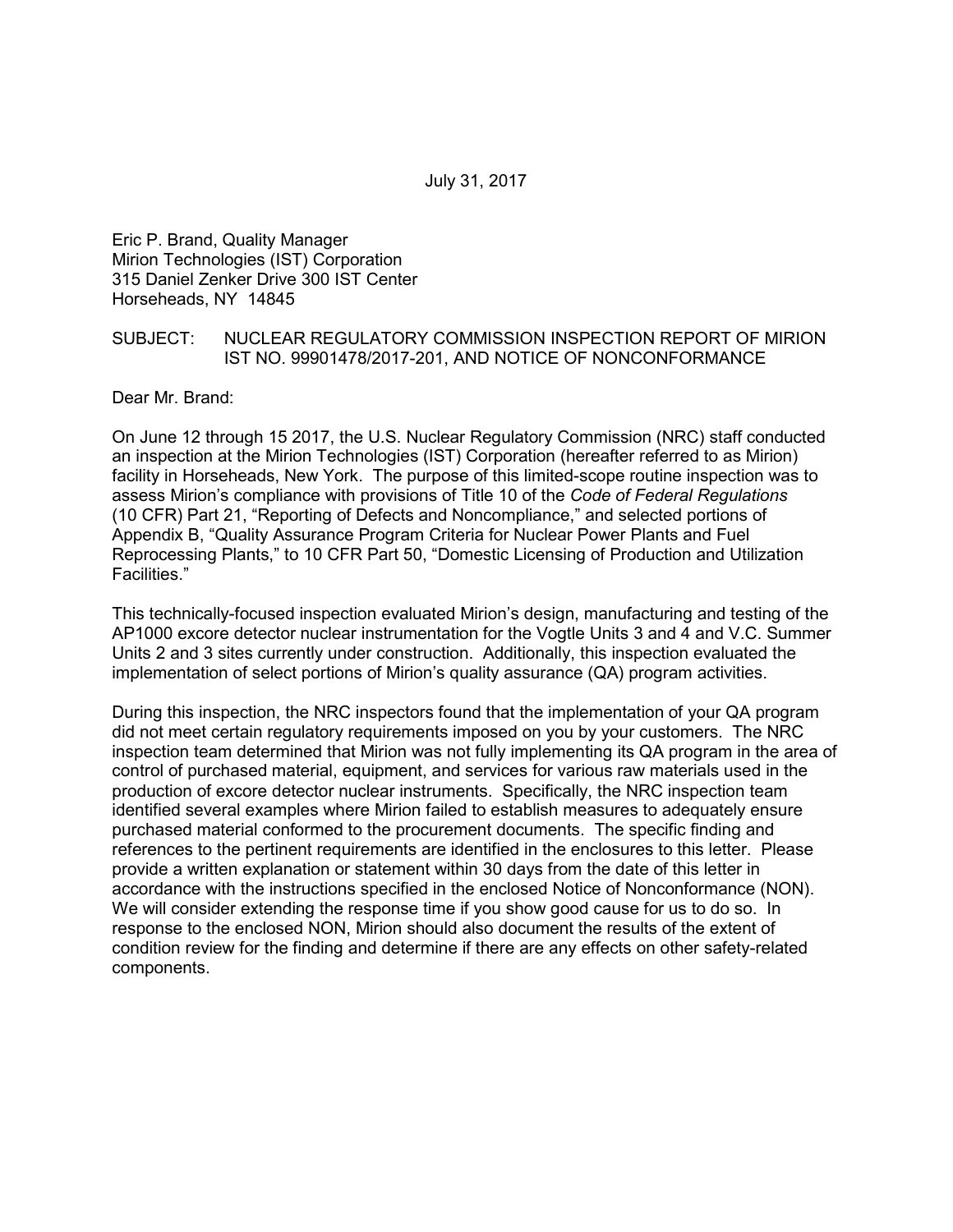July 31, 2017

Eric P. Brand, Quality Manager
Mirion Technologies (IST) Corporation
315 Daniel Zenker Drive 300 IST Center
Horseheads, NY 14845

SUBJECT: NUCLEAR REGULATORY COMMISSION INSPECTION REPORT OF MIRION IST NO. 99901478/2017-201, AND NOTICE OF NONCONFORMANCE

Dear Mr. Brand:

On June 12 through 15 2017, the U.S. Nuclear Regulatory Commission (NRC) staff conducted an inspection at the Mirion Technologies (IST) Corporation (hereafter referred to as Mirion) facility in Horseheads, New York. The purpose of this limited-scope routine inspection was to assess Mirion's compliance with provisions of Title 10 of the *Code of Federal Regulations* (10 CFR) Part 21, "Reporting of Defects and Noncompliance," and selected portions of Appendix B, "Quality Assurance Program Criteria for Nuclear Power Plants and Fuel Reprocessing Plants," to 10 CFR Part 50, "Domestic Licensing of Production and Utilization Facilities."

This technically-focused inspection evaluated Mirion's design, manufacturing and testing of the AP1000 excore detector nuclear instrumentation for the Vogtle Units 3 and 4 and V.C. Summer Units 2 and 3 sites currently under construction. Additionally, this inspection evaluated the implementation of select portions of Mirion's quality assurance (QA) program activities.

During this inspection, the NRC inspectors found that the implementation of your QA program did not meet certain regulatory requirements imposed on you by your customers. The NRC inspection team determined that Mirion was not fully implementing its QA program in the area of control of purchased material, equipment, and services for various raw materials used in the production of excore detector nuclear instruments. Specifically, the NRC inspection team identified several examples where Mirion failed to establish measures to adequately ensure purchased material conformed to the procurement documents. The specific finding and references to the pertinent requirements are identified in the enclosures to this letter. Please provide a written explanation or statement within 30 days from the date of this letter in accordance with the instructions specified in the enclosed Notice of Nonconformance (NON). We will consider extending the response time if you show good cause for us to do so. In response to the enclosed NON, Mirion should also document the results of the extent of condition review for the finding and determine if there are any effects on other safety-related components.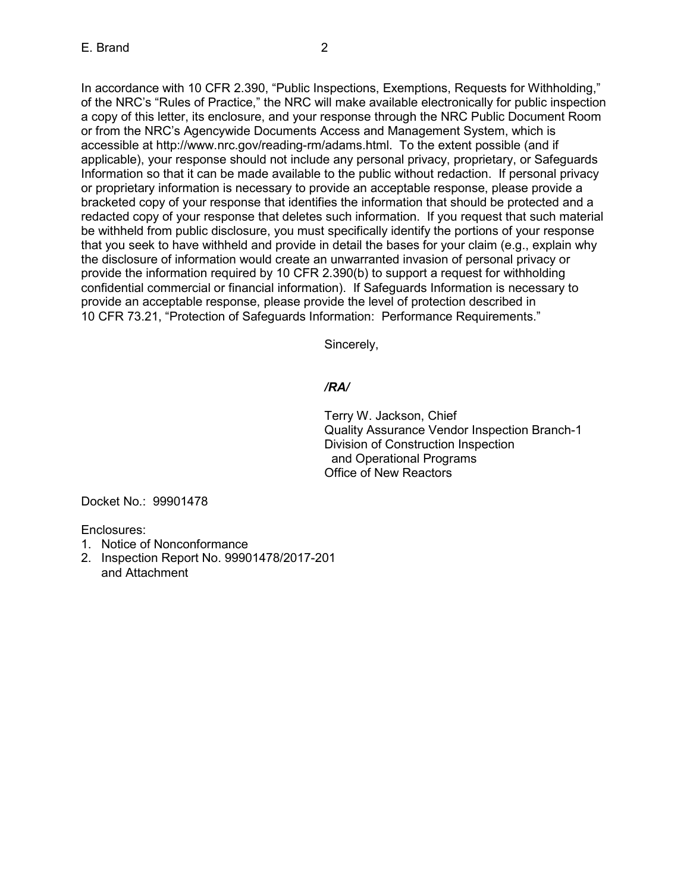In accordance with 10 CFR 2.390, "Public Inspections, Exemptions, Requests for Withholding," of the NRC's "Rules of Practice," the NRC will make available electronically for public inspection a copy of this letter, its enclosure, and your response through the NRC Public Document Room or from the NRC's Agencywide Documents Access and Management System, which is accessible at http://www.nrc.gov/reading-rm/adams.html. To the extent possible (and if applicable), your response should not include any personal privacy, proprietary, or Safeguards Information so that it can be made available to the public without redaction. If personal privacy or proprietary information is necessary to provide an acceptable response, please provide a bracketed copy of your response that identifies the information that should be protected and a redacted copy of your response that deletes such information. If you request that such material be withheld from public disclosure, you must specifically identify the portions of your response that you seek to have withheld and provide in detail the bases for your claim (e.g., explain why the disclosure of information would create an unwarranted invasion of personal privacy or provide the information required by 10 CFR 2.390(b) to support a request for withholding confidential commercial or financial information). If Safeguards Information is necessary to provide an acceptable response, please provide the level of protection described in 10 CFR 73.21, "Protection of Safeguards Information: Performance Requirements."

Sincerely,

*/RA/*

Terry W. Jackson, Chief
Quality Assurance Vendor Inspection Branch-1
Division of Construction Inspection
and Operational Programs
Office of New Reactors

Docket No.: 99901478

Enclosures:
1. Notice of Nonconformance
2. Inspection Report No. 99901478/2017-201 and Attachment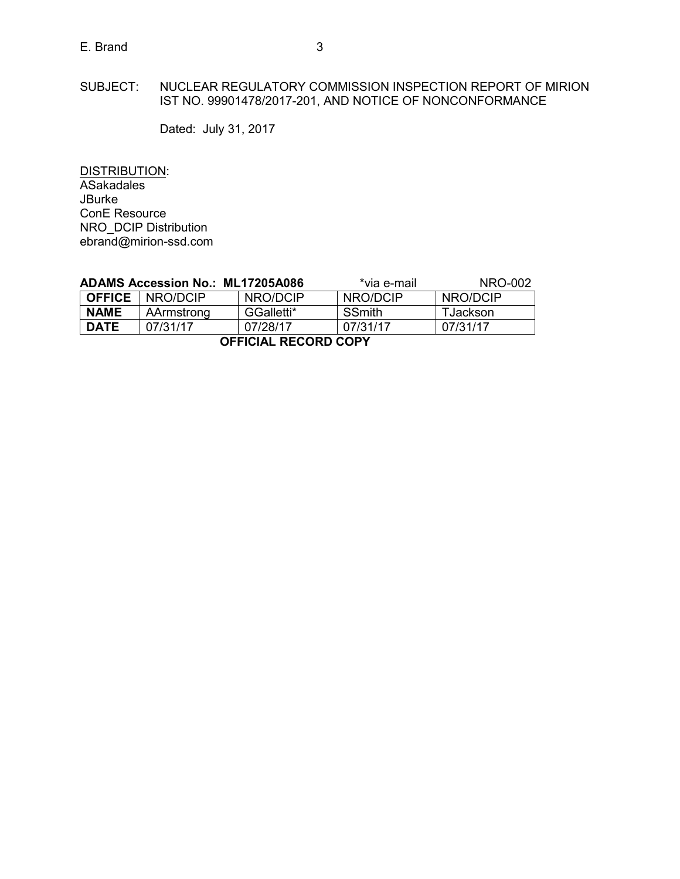SUBJECT: NUCLEAR REGULATORY COMMISSION INSPECTION REPORT OF MIRION IST NO. 99901478/2017-201, AND NOTICE OF NONCONFORMANCE

Dated: July 31, 2017

DISTRIBUTION:
ASakadales
JBurke
ConE Resource
NRO_DCIP Distribution
ebrand@mirion-ssd.com

**ADAMS Accession No.: ML17205A086** *via e-mail NRO-002

| **OFFICE** | NRO/DCIP | NRO/DCIP | NRO/DCIP | NRO/DCIP |
|---|---|---|---|---|
| **NAME** | AArmstrong | GGalletti* | SSmith | TJackson |
| **DATE** | 07/31/17 | 07/28/17 | 07/31/17 | 07/31/17 |

**OFFICIAL RECORD COPY**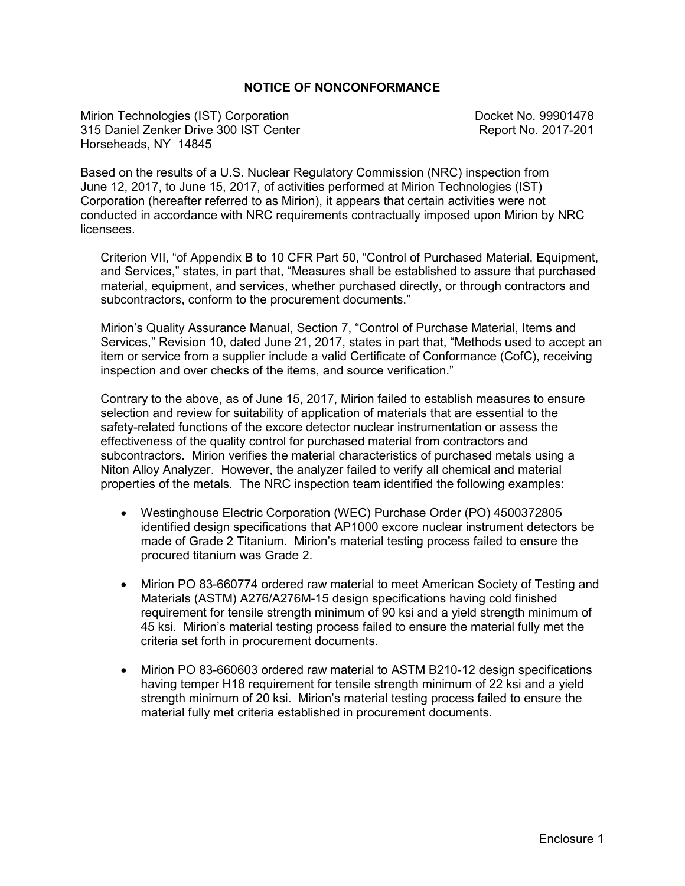# NOTICE OF NONCONFORMANCE

Mirion Technologies (IST) Corporation
315 Daniel Zenker Drive 300 IST Center
Horseheads, NY 14845

Docket No. 99901478
Report No. 2017-201

Based on the results of a U.S. Nuclear Regulatory Commission (NRC) inspection from June 12, 2017, to June 15, 2017, of activities performed at Mirion Technologies (IST) Corporation (hereafter referred to as Mirion), it appears that certain activities were not conducted in accordance with NRC requirements contractually imposed upon Mirion by NRC licensees.

> Criterion VII, "of Appendix B to 10 CFR Part 50, "Control of Purchased Material, Equipment, and Services," states, in part that, "Measures shall be established to assure that purchased material, equipment, and services, whether purchased directly, or through contractors and subcontractors, conform to the procurement documents."
>
> Mirion's Quality Assurance Manual, Section 7, "Control of Purchase Material, Items and Services," Revision 10, dated June 21, 2017, states in part that, "Methods used to accept an item or service from a supplier include a valid Certificate of Conformance (CofC), receiving inspection and over checks of the items, and source verification."
>
> Contrary to the above, as of June 15, 2017, Mirion failed to establish measures to ensure selection and review for suitability of application of materials that are essential to the safety-related functions of the excore detector nuclear instrumentation or assess the effectiveness of the quality control for purchased material from contractors and subcontractors. Mirion verifies the material characteristics of purchased metals using a Niton Alloy Analyzer. However, the analyzer failed to verify all chemical and material properties of the metals. The NRC inspection team identified the following examples:
>
> - Westinghouse Electric Corporation (WEC) Purchase Order (PO) 4500372805 identified design specifications that AP1000 excore nuclear instrument detectors be made of Grade 2 Titanium. Mirion's material testing process failed to ensure the procured titanium was Grade 2.
> - Mirion PO 83-660774 ordered raw material to meet American Society of Testing and Materials (ASTM) A276/A276M-15 design specifications having cold finished requirement for tensile strength minimum of 90 ksi and a yield strength minimum of 45 ksi. Mirion's material testing process failed to ensure the material fully met the criteria set forth in procurement documents.
> - Mirion PO 83-660603 ordered raw material to ASTM B210-12 design specifications having temper H18 requirement for tensile strength minimum of 22 ksi and a yield strength minimum of 20 ksi. Mirion's material testing process failed to ensure the material fully met criteria established in procurement documents.

Enclosure 1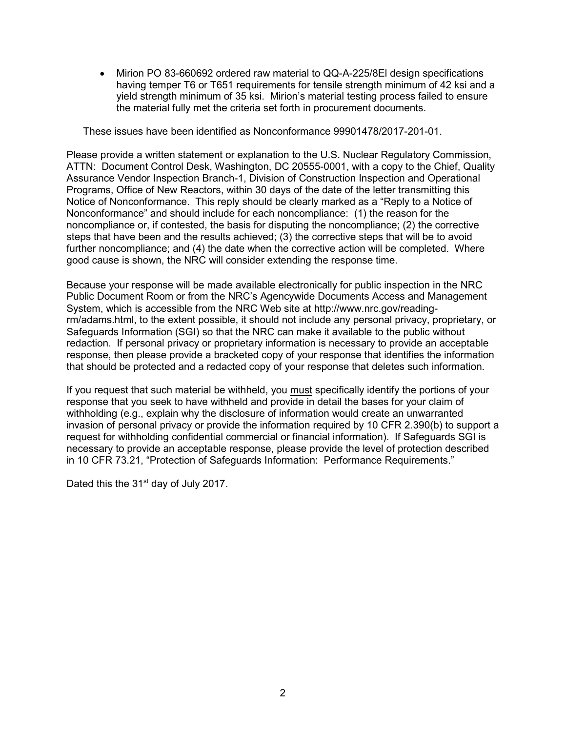- Mirion PO 83-660692 ordered raw material to QQ-A-225/8El design specifications having temper T6 or T651 requirements for tensile strength minimum of 42 ksi and a yield strength minimum of 35 ksi. Mirion's material testing process failed to ensure the material fully met the criteria set forth in procurement documents.

These issues have been identified as Nonconformance 99901478/2017-201-01.

Please provide a written statement or explanation to the U.S. Nuclear Regulatory Commission, ATTN: Document Control Desk, Washington, DC 20555-0001, with a copy to the Chief, Quality Assurance Vendor Inspection Branch-1, Division of Construction Inspection and Operational Programs, Office of New Reactors, within 30 days of the date of the letter transmitting this Notice of Nonconformance. This reply should be clearly marked as a "Reply to a Notice of Nonconformance" and should include for each noncompliance: (1) the reason for the noncompliance or, if contested, the basis for disputing the noncompliance; (2) the corrective steps that have been and the results achieved; (3) the corrective steps that will be to avoid further noncompliance; and (4) the date when the corrective action will be completed. Where good cause is shown, the NRC will consider extending the response time.

Because your response will be made available electronically for public inspection in the NRC Public Document Room or from the NRC's Agencywide Documents Access and Management System, which is accessible from the NRC Web site at http://www.nrc.gov/reading-rm/adams.html, to the extent possible, it should not include any personal privacy, proprietary, or Safeguards Information (SGI) so that the NRC can make it available to the public without redaction. If personal privacy or proprietary information is necessary to provide an acceptable response, then please provide a bracketed copy of your response that identifies the information that should be protected and a redacted copy of your response that deletes such information.

If you request that such material be withheld, you <u>must</u> specifically identify the portions of your response that you seek to have withheld and provide in detail the bases for your claim of withholding (e.g., explain why the disclosure of information would create an unwarranted invasion of personal privacy or provide the information required by 10 CFR 2.390(b) to support a request for withholding confidential commercial or financial information). If Safeguards SGI is necessary to provide an acceptable response, please provide the level of protection described in 10 CFR 73.21, "Protection of Safeguards Information: Performance Requirements."

Dated this the 31st day of July 2017.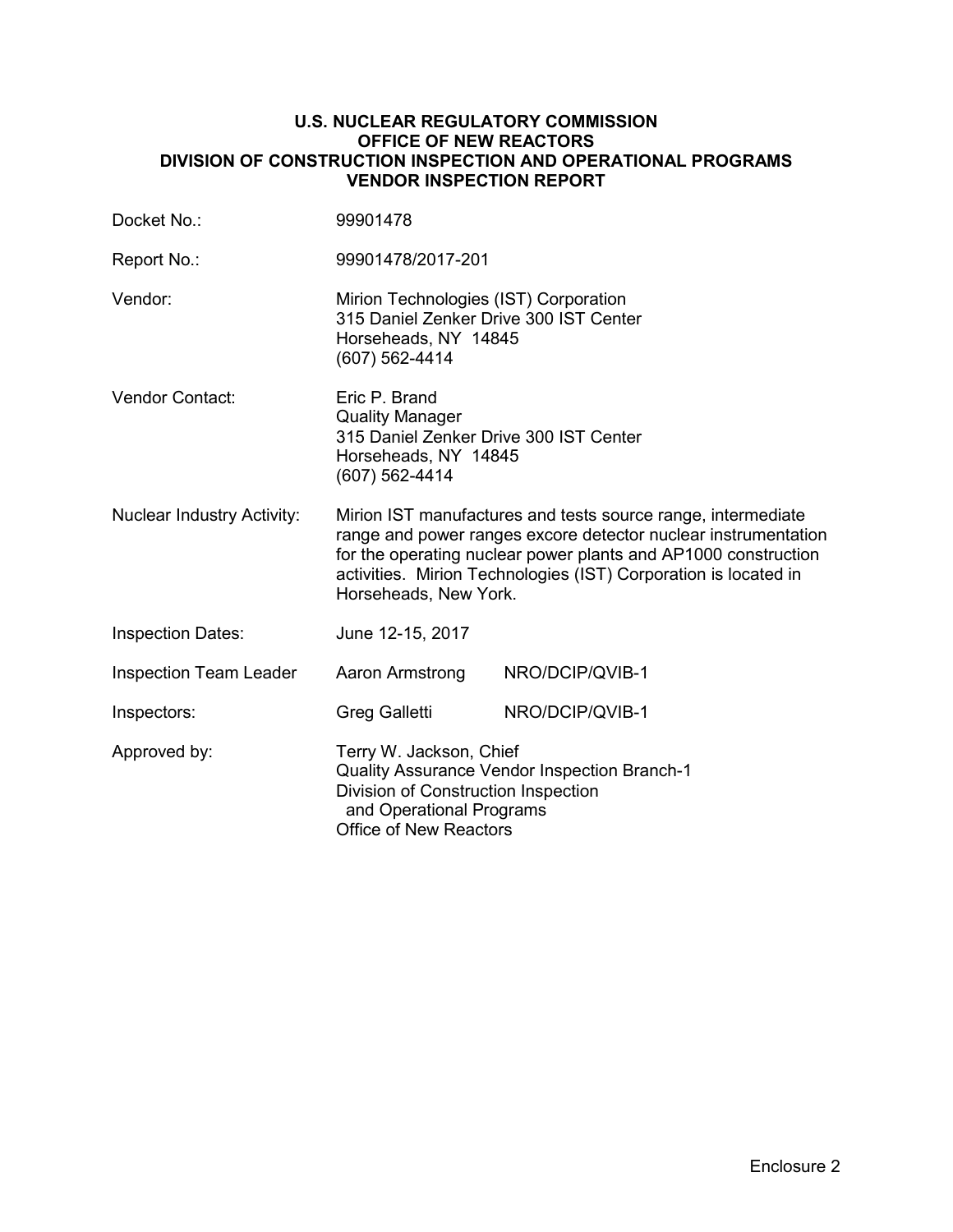**U.S. NUCLEAR REGULATORY COMMISSION**
**OFFICE OF NEW REACTORS**
**DIVISION OF CONSTRUCTION INSPECTION AND OPERATIONAL PROGRAMS**
**VENDOR INSPECTION REPORT**

| | | |
|---|---|---|
| Docket No.: | 99901478 | |
| Report No.: | 99901478/2017-201 | |
| Vendor: | Mirion Technologies (IST) Corporation<br>315 Daniel Zenker Drive 300 IST Center<br>Horseheads, NY 14845<br>(607) 562-4414 | |
| Vendor Contact: | Eric P. Brand<br>Quality Manager<br>315 Daniel Zenker Drive 300 IST Center<br>Horseheads, NY 14845<br>(607) 562-4414 | |
| Nuclear Industry Activity: | Mirion IST manufactures and tests source range, intermediate range and power ranges excore detector nuclear instrumentation for the operating nuclear power plants and AP1000 construction activities. Mirion Technologies (IST) Corporation is located in Horseheads, New York. | |
| Inspection Dates: | June 12-15, 2017 | |
| Inspection Team Leader | Aaron Armstrong | NRO/DCIP/QVIB-1 |
| Inspectors: | Greg Galletti | NRO/DCIP/QVIB-1 |
| Approved by: | Terry W. Jackson, Chief<br>Quality Assurance Vendor Inspection Branch-1<br>Division of Construction Inspection and Operational Programs<br>Office of New Reactors | |

Enclosure 2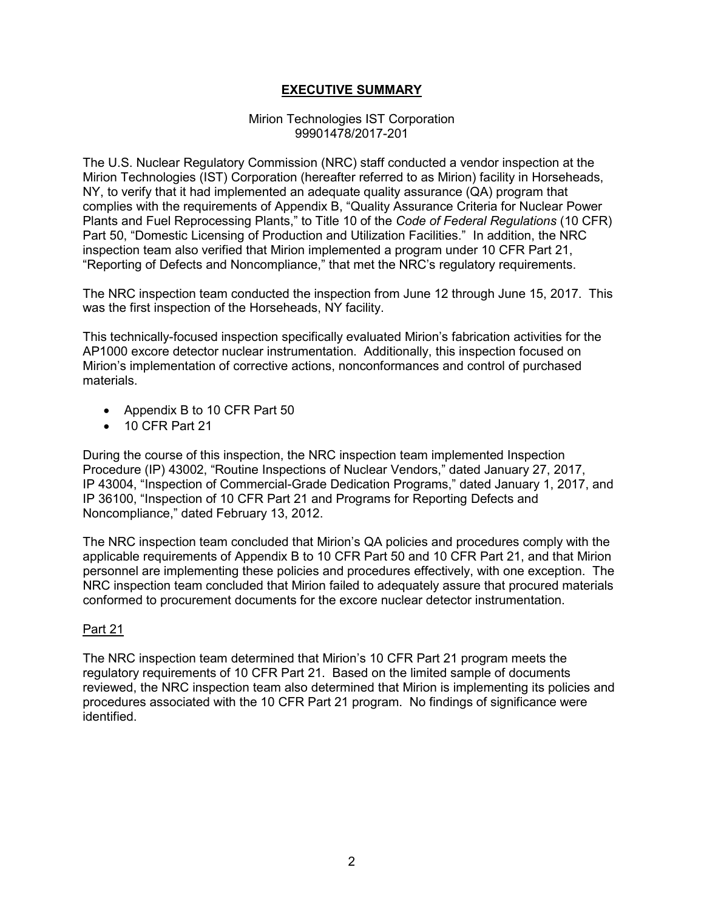# **EXECUTIVE SUMMARY**

Mirion Technologies IST Corporation
99901478/2017-201

The U.S. Nuclear Regulatory Commission (NRC) staff conducted a vendor inspection at the Mirion Technologies (IST) Corporation (hereafter referred to as Mirion) facility in Horseheads, NY, to verify that it had implemented an adequate quality assurance (QA) program that complies with the requirements of Appendix B, "Quality Assurance Criteria for Nuclear Power Plants and Fuel Reprocessing Plants," to Title 10 of the *Code of Federal Regulations* (10 CFR) Part 50, "Domestic Licensing of Production and Utilization Facilities." In addition, the NRC inspection team also verified that Mirion implemented a program under 10 CFR Part 21, "Reporting of Defects and Noncompliance," that met the NRC's regulatory requirements.

The NRC inspection team conducted the inspection from June 12 through June 15, 2017. This was the first inspection of the Horseheads, NY facility.

This technically-focused inspection specifically evaluated Mirion's fabrication activities for the AP1000 excore detector nuclear instrumentation. Additionally, this inspection focused on Mirion's implementation of corrective actions, nonconformances and control of purchased materials.

- Appendix B to 10 CFR Part 50
- 10 CFR Part 21

During the course of this inspection, the NRC inspection team implemented Inspection Procedure (IP) 43002, "Routine Inspections of Nuclear Vendors," dated January 27, 2017, IP 43004, "Inspection of Commercial-Grade Dedication Programs," dated January 1, 2017, and IP 36100, "Inspection of 10 CFR Part 21 and Programs for Reporting Defects and Noncompliance," dated February 13, 2012.

The NRC inspection team concluded that Mirion's QA policies and procedures comply with the applicable requirements of Appendix B to 10 CFR Part 50 and 10 CFR Part 21, and that Mirion personnel are implementing these policies and procedures effectively, with one exception. The NRC inspection team concluded that Mirion failed to adequately assure that procured materials conformed to procurement documents for the excore nuclear detector instrumentation.

## Part 21

The NRC inspection team determined that Mirion's 10 CFR Part 21 program meets the regulatory requirements of 10 CFR Part 21. Based on the limited sample of documents reviewed, the NRC inspection team also determined that Mirion is implementing its policies and procedures associated with the 10 CFR Part 21 program. No findings of significance were identified.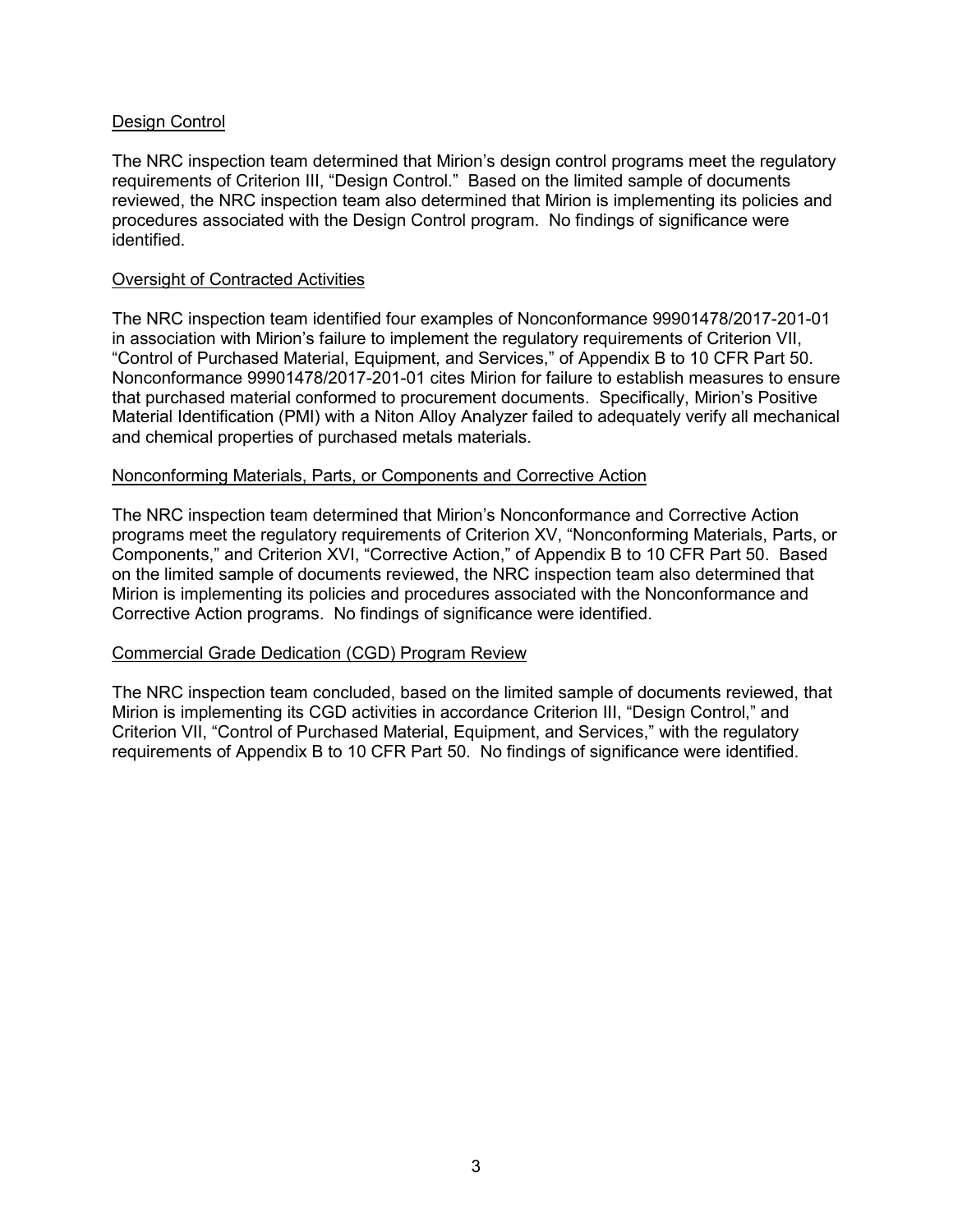## Design Control

The NRC inspection team determined that Mirion's design control programs meet the regulatory requirements of Criterion III, "Design Control." Based on the limited sample of documents reviewed, the NRC inspection team also determined that Mirion is implementing its policies and procedures associated with the Design Control program. No findings of significance were identified.

## Oversight of Contracted Activities

The NRC inspection team identified four examples of Nonconformance 99901478/2017-201-01 in association with Mirion's failure to implement the regulatory requirements of Criterion VII, "Control of Purchased Material, Equipment, and Services," of Appendix B to 10 CFR Part 50. Nonconformance 99901478/2017-201-01 cites Mirion for failure to establish measures to ensure that purchased material conformed to procurement documents. Specifically, Mirion's Positive Material Identification (PMI) with a Niton Alloy Analyzer failed to adequately verify all mechanical and chemical properties of purchased metals materials.

## Nonconforming Materials, Parts, or Components and Corrective Action

The NRC inspection team determined that Mirion's Nonconformance and Corrective Action programs meet the regulatory requirements of Criterion XV, "Nonconforming Materials, Parts, or Components," and Criterion XVI, "Corrective Action," of Appendix B to 10 CFR Part 50. Based on the limited sample of documents reviewed, the NRC inspection team also determined that Mirion is implementing its policies and procedures associated with the Nonconformance and Corrective Action programs. No findings of significance were identified.

## Commercial Grade Dedication (CGD) Program Review

The NRC inspection team concluded, based on the limited sample of documents reviewed, that Mirion is implementing its CGD activities in accordance Criterion III, "Design Control," and Criterion VII, "Control of Purchased Material, Equipment, and Services," with the regulatory requirements of Appendix B to 10 CFR Part 50. No findings of significance were identified.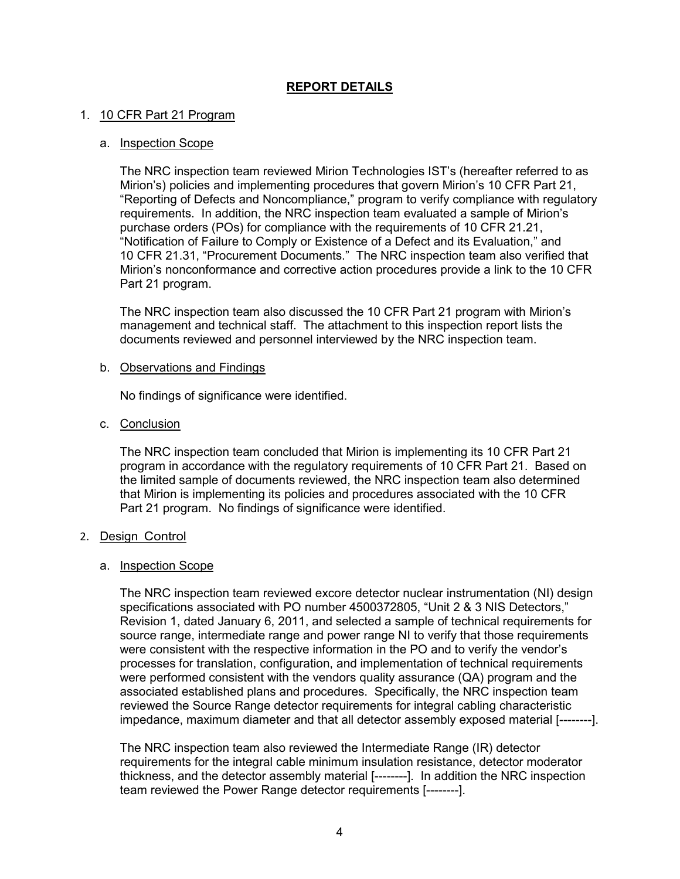## REPORT DETAILS

1. 10 CFR Part 21 Program

   a. Inspection Scope

   The NRC inspection team reviewed Mirion Technologies IST's (hereafter referred to as Mirion's) policies and implementing procedures that govern Mirion's 10 CFR Part 21, "Reporting of Defects and Noncompliance," program to verify compliance with regulatory requirements. In addition, the NRC inspection team evaluated a sample of Mirion's purchase orders (POs) for compliance with the requirements of 10 CFR 21.21, "Notification of Failure to Comply or Existence of a Defect and its Evaluation," and 10 CFR 21.31, "Procurement Documents." The NRC inspection team also verified that Mirion's nonconformance and corrective action procedures provide a link to the 10 CFR Part 21 program.

   The NRC inspection team also discussed the 10 CFR Part 21 program with Mirion's management and technical staff. The attachment to this inspection report lists the documents reviewed and personnel interviewed by the NRC inspection team.

   b. Observations and Findings

   No findings of significance were identified.

   c. Conclusion

   The NRC inspection team concluded that Mirion is implementing its 10 CFR Part 21 program in accordance with the regulatory requirements of 10 CFR Part 21. Based on the limited sample of documents reviewed, the NRC inspection team also determined that Mirion is implementing its policies and procedures associated with the 10 CFR Part 21 program. No findings of significance were identified.

2. Design Control

   a. Inspection Scope

   The NRC inspection team reviewed excore detector nuclear instrumentation (NI) design specifications associated with PO number 4500372805, "Unit 2 & 3 NIS Detectors," Revision 1, dated January 6, 2011, and selected a sample of technical requirements for source range, intermediate range and power range NI to verify that those requirements were consistent with the respective information in the PO and to verify the vendor's processes for translation, configuration, and implementation of technical requirements were performed consistent with the vendors quality assurance (QA) program and the associated established plans and procedures. Specifically, the NRC inspection team reviewed the Source Range detector requirements for integral cabling characteristic impedance, maximum diameter and that all detector assembly exposed material [--------].

   The NRC inspection team also reviewed the Intermediate Range (IR) detector requirements for the integral cable minimum insulation resistance, detector moderator thickness, and the detector assembly material [--------]. In addition the NRC inspection team reviewed the Power Range detector requirements [--------].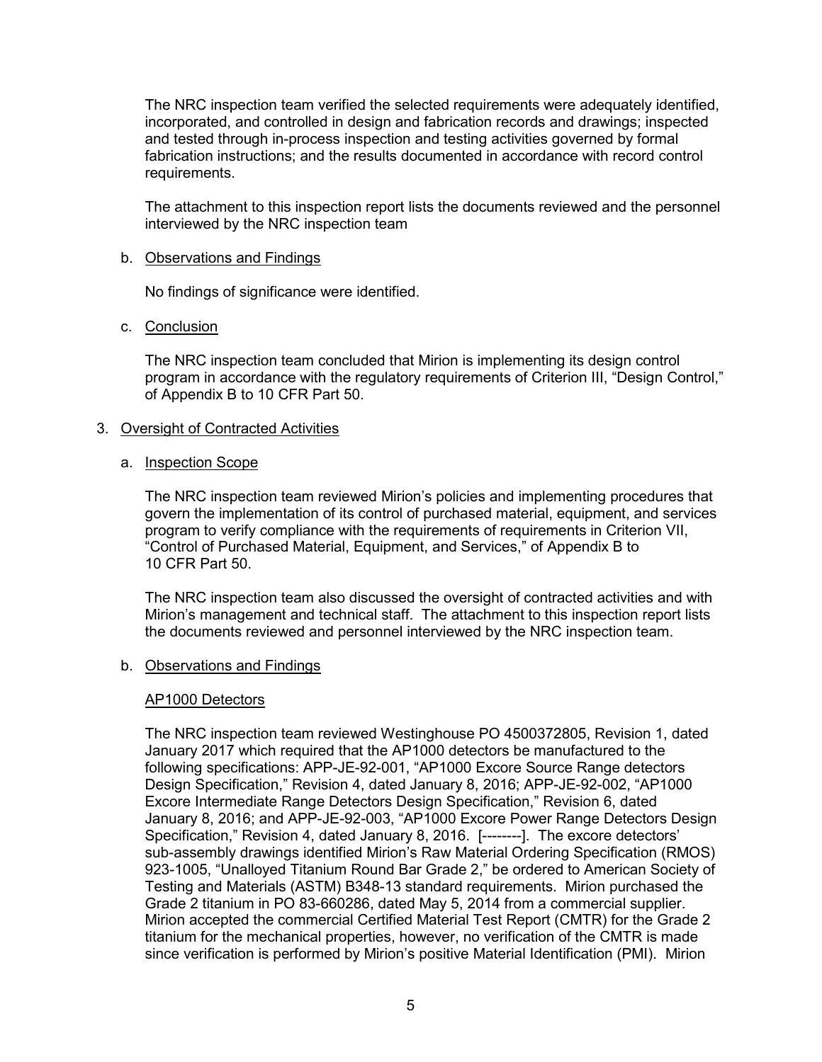The NRC inspection team verified the selected requirements were adequately identified, incorporated, and controlled in design and fabrication records and drawings; inspected and tested through in-process inspection and testing activities governed by formal fabrication instructions; and the results documented in accordance with record control requirements.

The attachment to this inspection report lists the documents reviewed and the personnel interviewed by the NRC inspection team

b. Observations and Findings

No findings of significance were identified.

c. Conclusion

The NRC inspection team concluded that Mirion is implementing its design control program in accordance with the regulatory requirements of Criterion III, "Design Control," of Appendix B to 10 CFR Part 50.

3. Oversight of Contracted Activities

a. Inspection Scope

The NRC inspection team reviewed Mirion's policies and implementing procedures that govern the implementation of its control of purchased material, equipment, and services program to verify compliance with the requirements of requirements in Criterion VII, "Control of Purchased Material, Equipment, and Services," of Appendix B to 10 CFR Part 50.

The NRC inspection team also discussed the oversight of contracted activities and with Mirion's management and technical staff. The attachment to this inspection report lists the documents reviewed and personnel interviewed by the NRC inspection team.

b. Observations and Findings

AP1000 Detectors

The NRC inspection team reviewed Westinghouse PO 4500372805, Revision 1, dated January 2017 which required that the AP1000 detectors be manufactured to the following specifications: APP-JE-92-001, "AP1000 Excore Source Range detectors Design Specification," Revision 4, dated January 8, 2016; APP-JE-92-002, "AP1000 Excore Intermediate Range Detectors Design Specification," Revision 6, dated January 8, 2016; and APP-JE-92-003, "AP1000 Excore Power Range Detectors Design Specification," Revision 4, dated January 8, 2016. [--------]. The excore detectors' sub-assembly drawings identified Mirion's Raw Material Ordering Specification (RMOS) 923-1005, "Unalloyed Titanium Round Bar Grade 2," be ordered to American Society of Testing and Materials (ASTM) B348-13 standard requirements. Mirion purchased the Grade 2 titanium in PO 83-660286, dated May 5, 2014 from a commercial supplier. Mirion accepted the commercial Certified Material Test Report (CMTR) for the Grade 2 titanium for the mechanical properties, however, no verification of the CMTR is made since verification is performed by Mirion's positive Material Identification (PMI). Mirion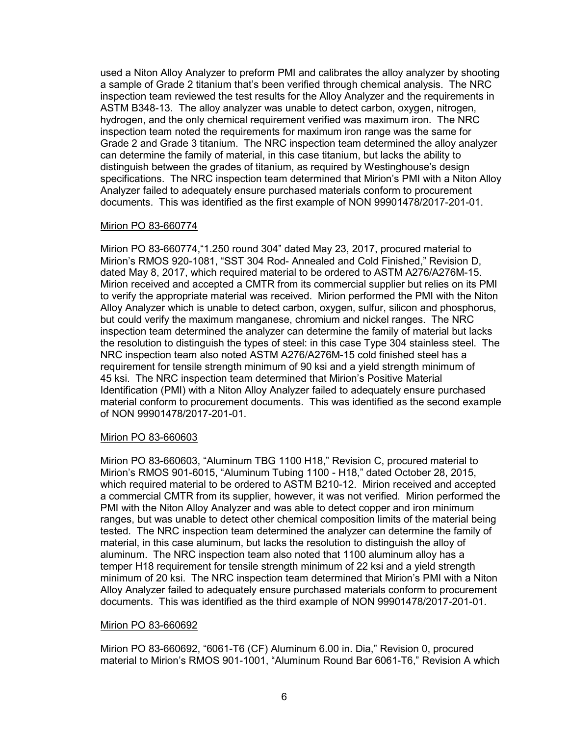used a Niton Alloy Analyzer to preform PMI and calibrates the alloy analyzer by shooting a sample of Grade 2 titanium that's been verified through chemical analysis. The NRC inspection team reviewed the test results for the Alloy Analyzer and the requirements in ASTM B348-13. The alloy analyzer was unable to detect carbon, oxygen, nitrogen, hydrogen, and the only chemical requirement verified was maximum iron. The NRC inspection team noted the requirements for maximum iron range was the same for Grade 2 and Grade 3 titanium. The NRC inspection team determined the alloy analyzer can determine the family of material, in this case titanium, but lacks the ability to distinguish between the grades of titanium, as required by Westinghouse's design specifications. The NRC inspection team determined that Mirion's PMI with a Niton Alloy Analyzer failed to adequately ensure purchased materials conform to procurement documents. This was identified as the first example of NON 99901478/2017-201-01.

Mirion PO 83-660774

Mirion PO 83-660774,"1.250 round 304" dated May 23, 2017, procured material to Mirion's RMOS 920-1081, "SST 304 Rod- Annealed and Cold Finished," Revision D, dated May 8, 2017, which required material to be ordered to ASTM A276/A276M-15. Mirion received and accepted a CMTR from its commercial supplier but relies on its PMI to verify the appropriate material was received. Mirion performed the PMI with the Niton Alloy Analyzer which is unable to detect carbon, oxygen, sulfur, silicon and phosphorus, but could verify the maximum manganese, chromium and nickel ranges. The NRC inspection team determined the analyzer can determine the family of material but lacks the resolution to distinguish the types of steel: in this case Type 304 stainless steel. The NRC inspection team also noted ASTM A276/A276M-15 cold finished steel has a requirement for tensile strength minimum of 90 ksi and a yield strength minimum of 45 ksi. The NRC inspection team determined that Mirion's Positive Material Identification (PMI) with a Niton Alloy Analyzer failed to adequately ensure purchased material conform to procurement documents. This was identified as the second example of NON 99901478/2017-201-01.

Mirion PO 83-660603

Mirion PO 83-660603, "Aluminum TBG 1100 H18," Revision C, procured material to Mirion's RMOS 901-6015, "Aluminum Tubing 1100 - H18," dated October 28, 2015, which required material to be ordered to ASTM B210-12. Mirion received and accepted a commercial CMTR from its supplier, however, it was not verified. Mirion performed the PMI with the Niton Alloy Analyzer and was able to detect copper and iron minimum ranges, but was unable to detect other chemical composition limits of the material being tested. The NRC inspection team determined the analyzer can determine the family of material, in this case aluminum, but lacks the resolution to distinguish the alloy of aluminum. The NRC inspection team also noted that 1100 aluminum alloy has a temper H18 requirement for tensile strength minimum of 22 ksi and a yield strength minimum of 20 ksi. The NRC inspection team determined that Mirion's PMI with a Niton Alloy Analyzer failed to adequately ensure purchased materials conform to procurement documents. This was identified as the third example of NON 99901478/2017-201-01.

Mirion PO 83-660692

Mirion PO 83-660692, "6061-T6 (CF) Aluminum 6.00 in. Dia," Revision 0, procured material to Mirion's RMOS 901-1001, "Aluminum Round Bar 6061-T6," Revision A which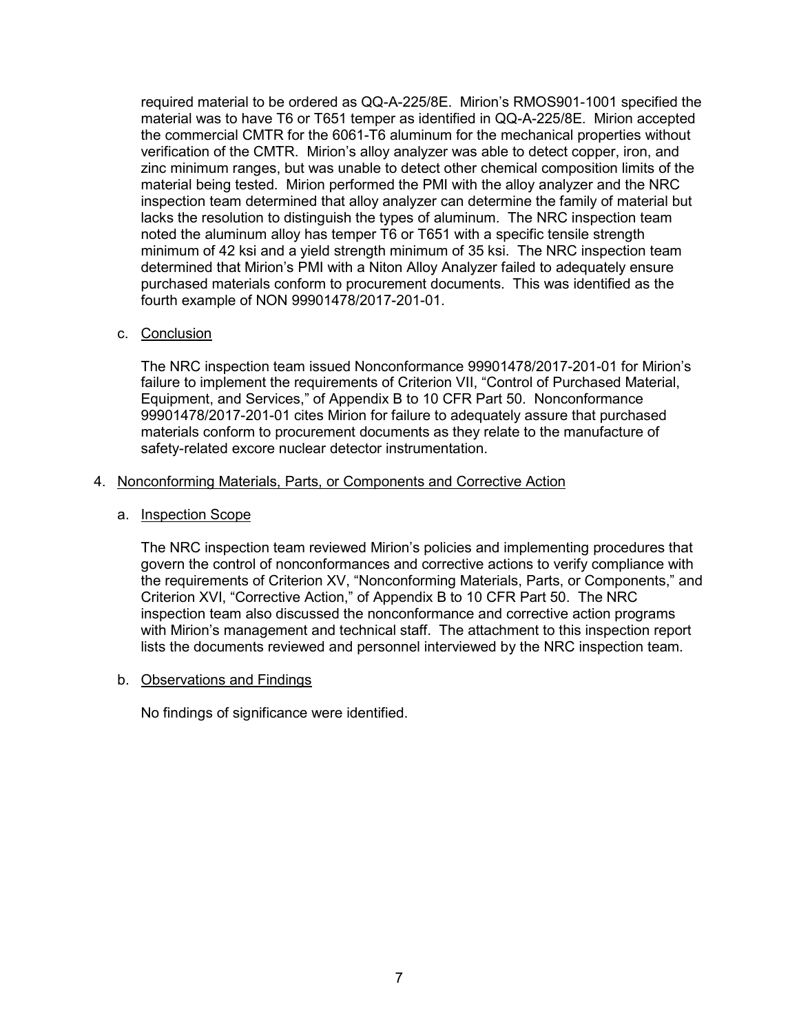required material to be ordered as QQ-A-225/8E. Mirion's RMOS901-1001 specified the material was to have T6 or T651 temper as identified in QQ-A-225/8E. Mirion accepted the commercial CMTR for the 6061-T6 aluminum for the mechanical properties without verification of the CMTR. Mirion's alloy analyzer was able to detect copper, iron, and zinc minimum ranges, but was unable to detect other chemical composition limits of the material being tested. Mirion performed the PMI with the alloy analyzer and the NRC inspection team determined that alloy analyzer can determine the family of material but lacks the resolution to distinguish the types of aluminum. The NRC inspection team noted the aluminum alloy has temper T6 or T651 with a specific tensile strength minimum of 42 ksi and a yield strength minimum of 35 ksi. The NRC inspection team determined that Mirion's PMI with a Niton Alloy Analyzer failed to adequately ensure purchased materials conform to procurement documents. This was identified as the fourth example of NON 99901478/2017-201-01.

c. Conclusion

The NRC inspection team issued Nonconformance 99901478/2017-201-01 for Mirion's failure to implement the requirements of Criterion VII, "Control of Purchased Material, Equipment, and Services," of Appendix B to 10 CFR Part 50. Nonconformance 99901478/2017-201-01 cites Mirion for failure to adequately assure that purchased materials conform to procurement documents as they relate to the manufacture of safety-related excore nuclear detector instrumentation.

4. Nonconforming Materials, Parts, or Components and Corrective Action

a. Inspection Scope

The NRC inspection team reviewed Mirion's policies and implementing procedures that govern the control of nonconformances and corrective actions to verify compliance with the requirements of Criterion XV, "Nonconforming Materials, Parts, or Components," and Criterion XVI, "Corrective Action," of Appendix B to 10 CFR Part 50. The NRC inspection team also discussed the nonconformance and corrective action programs with Mirion's management and technical staff. The attachment to this inspection report lists the documents reviewed and personnel interviewed by the NRC inspection team.

b. Observations and Findings

No findings of significance were identified.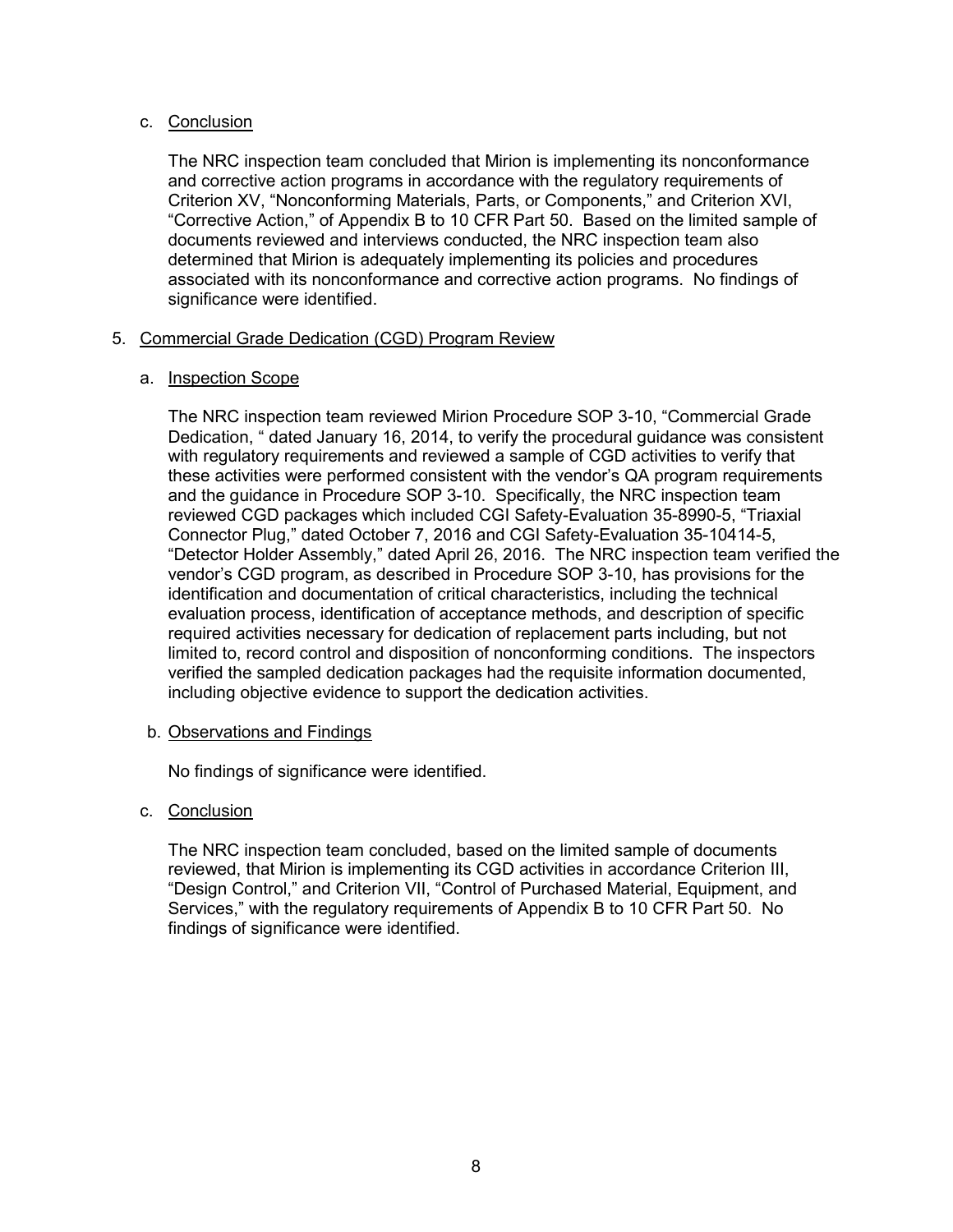c. Conclusion

The NRC inspection team concluded that Mirion is implementing its nonconformance and corrective action programs in accordance with the regulatory requirements of Criterion XV, "Nonconforming Materials, Parts, or Components," and Criterion XVI, "Corrective Action," of Appendix B to 10 CFR Part 50. Based on the limited sample of documents reviewed and interviews conducted, the NRC inspection team also determined that Mirion is adequately implementing its policies and procedures associated with its nonconformance and corrective action programs. No findings of significance were identified.

5. Commercial Grade Dedication (CGD) Program Review

a. Inspection Scope

The NRC inspection team reviewed Mirion Procedure SOP 3-10, "Commercial Grade Dedication, " dated January 16, 2014, to verify the procedural guidance was consistent with regulatory requirements and reviewed a sample of CGD activities to verify that these activities were performed consistent with the vendor's QA program requirements and the guidance in Procedure SOP 3-10. Specifically, the NRC inspection team reviewed CGD packages which included CGI Safety-Evaluation 35-8990-5, "Triaxial Connector Plug," dated October 7, 2016 and CGI Safety-Evaluation 35-10414-5, "Detector Holder Assembly," dated April 26, 2016. The NRC inspection team verified the vendor's CGD program, as described in Procedure SOP 3-10, has provisions for the identification and documentation of critical characteristics, including the technical evaluation process, identification of acceptance methods, and description of specific required activities necessary for dedication of replacement parts including, but not limited to, record control and disposition of nonconforming conditions. The inspectors verified the sampled dedication packages had the requisite information documented, including objective evidence to support the dedication activities.

b. Observations and Findings

No findings of significance were identified.

c. Conclusion

The NRC inspection team concluded, based on the limited sample of documents reviewed, that Mirion is implementing its CGD activities in accordance Criterion III, "Design Control," and Criterion VII, "Control of Purchased Material, Equipment, and Services," with the regulatory requirements of Appendix B to 10 CFR Part 50. No findings of significance were identified.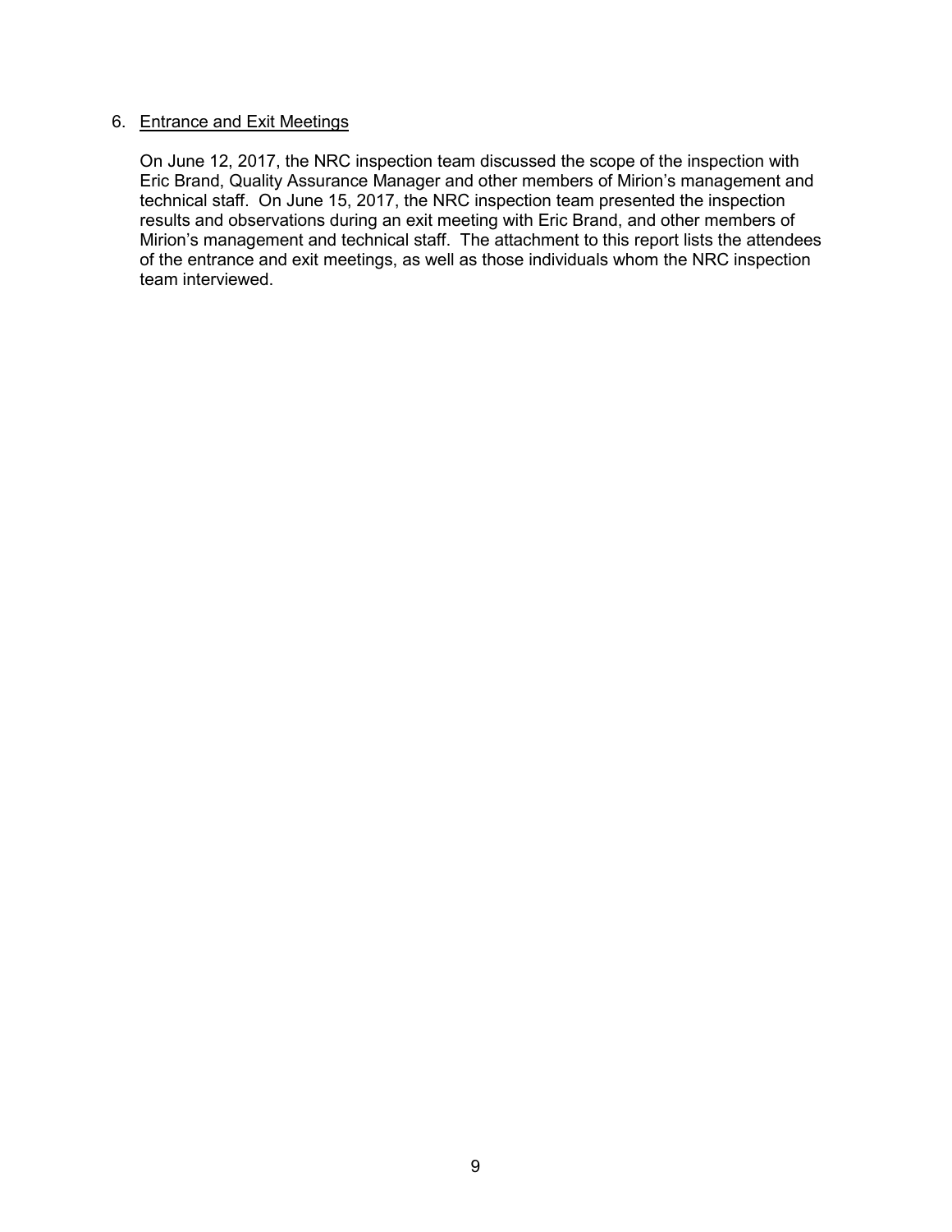## 6. Entrance and Exit Meetings

On June 12, 2017, the NRC inspection team discussed the scope of the inspection with Eric Brand, Quality Assurance Manager and other members of Mirion's management and technical staff. On June 15, 2017, the NRC inspection team presented the inspection results and observations during an exit meeting with Eric Brand, and other members of Mirion's management and technical staff. The attachment to this report lists the attendees of the entrance and exit meetings, as well as those individuals whom the NRC inspection team interviewed.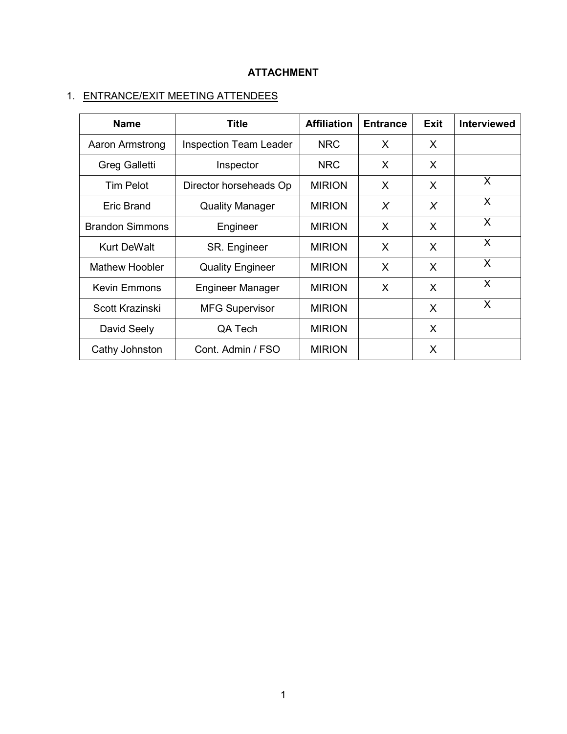**ATTACHMENT**

1. ENTRANCE/EXIT MEETING ATTENDEES

| Name | Title | Affiliation | Entrance | Exit | Interviewed |
|---|---|---|---|---|---|
| Aaron Armstrong | Inspection Team Leader | NRC | X | X | |
| Greg Galletti | Inspector | NRC | X | X | |
| Tim Pelot | Director horseheads Op | MIRION | X | X | X |
| Eric Brand | Quality Manager | MIRION | *X* | *X* | X |
| Brandon Simmons | Engineer | MIRION | X | X | X |
| Kurt DeWalt | SR. Engineer | MIRION | X | X | X |
| Mathew Hoobler | Quality Engineer | MIRION | X | X | X |
| Kevin Emmons | Engineer Manager | MIRION | X | X | X |
| Scott Krazinski | MFG Supervisor | MIRION | | X | X |
| David Seely | QA Tech | MIRION | | X | |
| Cathy Johnston | Cont. Admin / FSO | MIRION | | X | |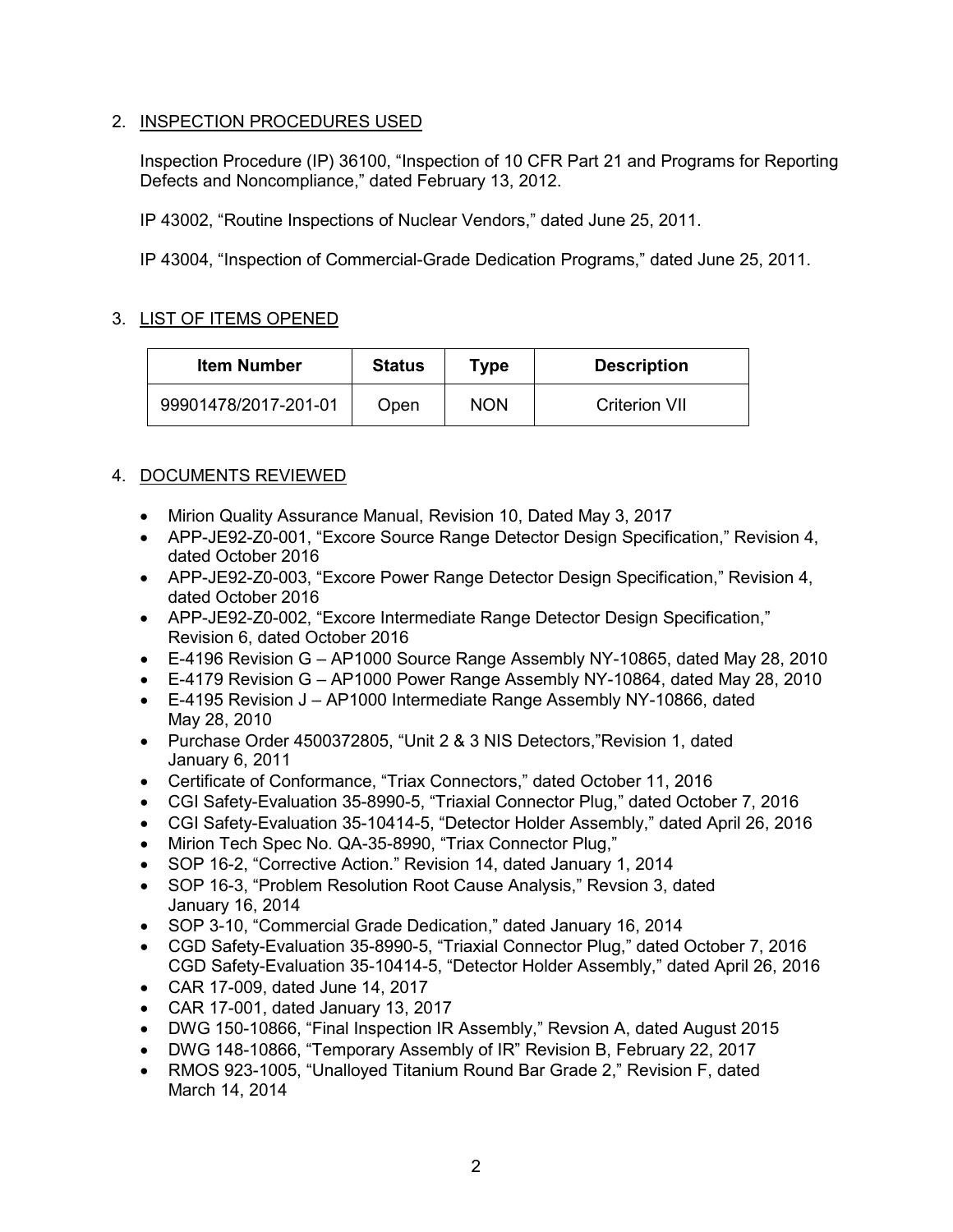## 2. INSPECTION PROCEDURES USED

Inspection Procedure (IP) 36100, "Inspection of 10 CFR Part 21 and Programs for Reporting Defects and Noncompliance," dated February 13, 2012.

IP 43002, "Routine Inspections of Nuclear Vendors," dated June 25, 2011.

IP 43004, "Inspection of Commercial-Grade Dedication Programs," dated June 25, 2011.

## 3. LIST OF ITEMS OPENED

| Item Number | Status | Type | Description |
|---|---|---|---|
| 99901478/2017-201-01 | Open | NON | Criterion VII |

## 4. DOCUMENTS REVIEWED

- Mirion Quality Assurance Manual, Revision 10, Dated May 3, 2017
- APP-JE92-Z0-001, "Excore Source Range Detector Design Specification," Revision 4, dated October 2016
- APP-JE92-Z0-003, "Excore Power Range Detector Design Specification," Revision 4, dated October 2016
- APP-JE92-Z0-002, "Excore Intermediate Range Detector Design Specification," Revision 6, dated October 2016
- E-4196 Revision G – AP1000 Source Range Assembly NY-10865, dated May 28, 2010
- E-4179 Revision G – AP1000 Power Range Assembly NY-10864, dated May 28, 2010
- E-4195 Revision J – AP1000 Intermediate Range Assembly NY-10866, dated May 28, 2010
- Purchase Order 4500372805, "Unit 2 & 3 NIS Detectors,"Revision 1, dated January 6, 2011
- Certificate of Conformance, "Triax Connectors," dated October 11, 2016
- CGI Safety-Evaluation 35-8990-5, "Triaxial Connector Plug," dated October 7, 2016
- CGI Safety-Evaluation 35-10414-5, "Detector Holder Assembly," dated April 26, 2016
- Mirion Tech Spec No. QA-35-8990, "Triax Connector Plug,"
- SOP 16-2, "Corrective Action." Revision 14, dated January 1, 2014
- SOP 16-3, "Problem Resolution Root Cause Analysis," Revsion 3, dated January 16, 2014
- SOP 3-10, "Commercial Grade Dedication," dated January 16, 2014
- CGD Safety-Evaluation 35-8990-5, "Triaxial Connector Plug," dated October 7, 2016
  CGD Safety-Evaluation 35-10414-5, "Detector Holder Assembly," dated April 26, 2016
- CAR 17-009, dated June 14, 2017
- CAR 17-001, dated January 13, 2017
- DWG 150-10866, "Final Inspection IR Assembly," Revsion A, dated August 2015
- DWG 148-10866, "Temporary Assembly of IR" Revision B, February 22, 2017
- RMOS 923-1005, "Unalloyed Titanium Round Bar Grade 2," Revision F, dated March 14, 2014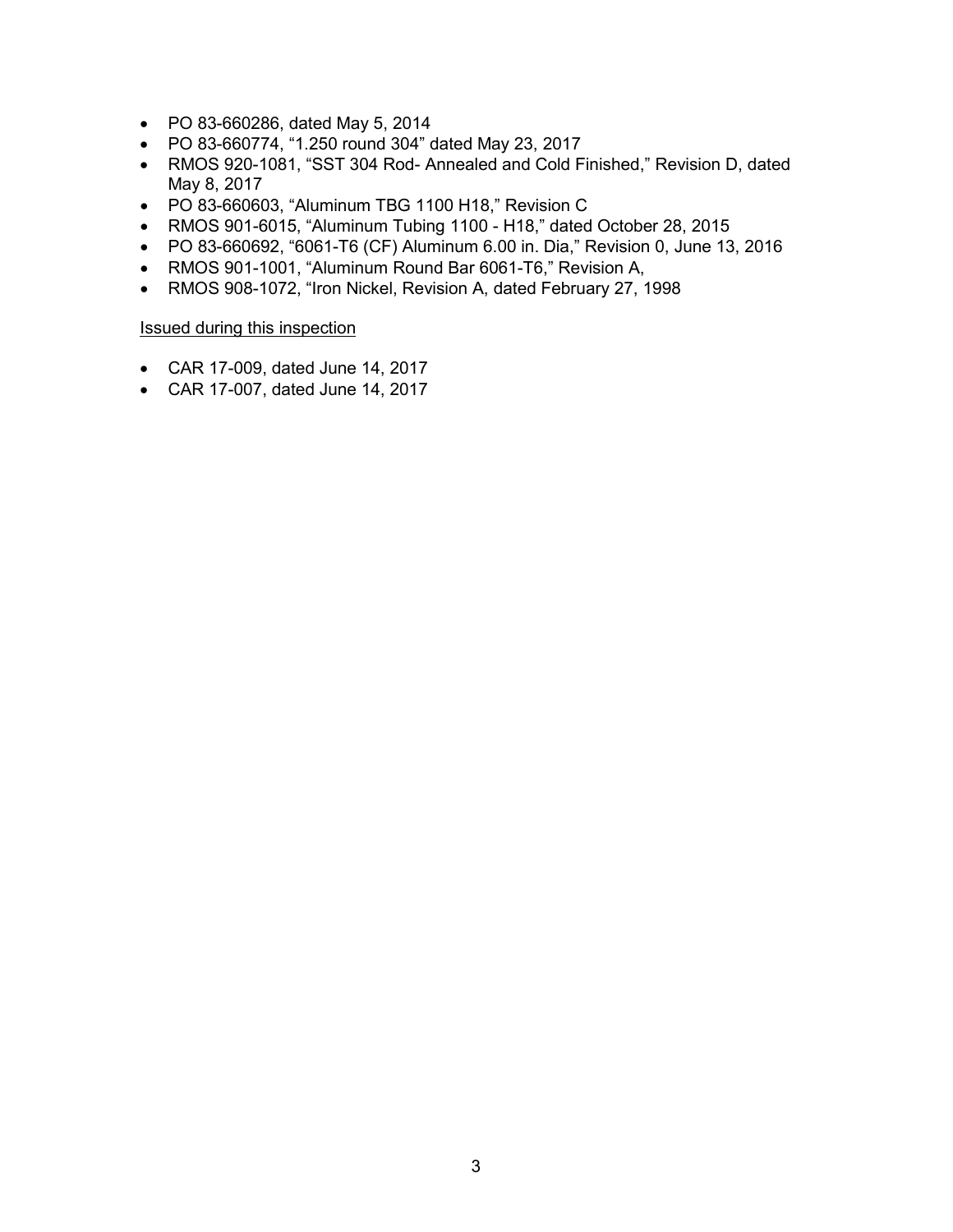- PO 83-660286, dated May 5, 2014
- PO 83-660774, “1.250 round 304” dated May 23, 2017
- RMOS 920-1081, “SST 304 Rod- Annealed and Cold Finished,” Revision D, dated May 8, 2017
- PO 83-660603, “Aluminum TBG 1100 H18,” Revision C
- RMOS 901-6015, “Aluminum Tubing 1100 - H18,” dated October 28, 2015
- PO 83-660692, “6061-T6 (CF) Aluminum 6.00 in. Dia,” Revision 0, June 13, 2016
- RMOS 901-1001, “Aluminum Round Bar 6061-T6,” Revision A,
- RMOS 908-1072, “Iron Nickel, Revision A, dated February 27, 1998

<u>Issued during this inspection</u>

- CAR 17-009, dated June 14, 2017
- CAR 17-007, dated June 14, 2017